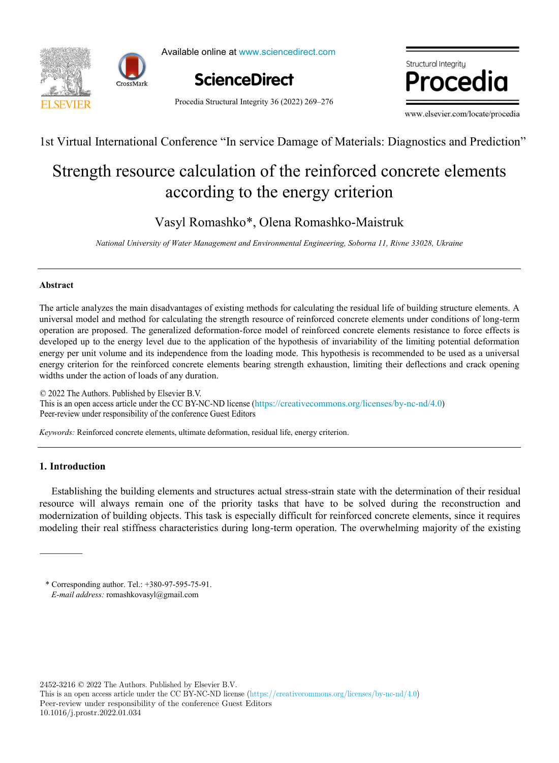1st Virtual International Conference "In service Damage of Materials: Diagnostics and Prediction"

# Strength resource calculation of the reinforced concrete elements according to the energy criterion

Vasyl Romashko*, Olena Romashko-Maistruk

*National University of Water Management and Environmental Engineering, Soborna 11, Rivne 33028, Ukraine*

---

## Abstract

The article analyzes the main disadvantages of existing methods for calculating the residual life of building structure elements. A universal model and method for calculating the strength resource of reinforced concrete elements under conditions of long-term operation are proposed. The generalized deformation-force model of reinforced concrete elements resistance to force effects is developed up to the energy level due to the application of the hypothesis of invariability of the limiting potential deformation energy per unit volume and its independence from the loading mode. This hypothesis is recommended to be used as a universal energy criterion for the reinforced concrete elements bearing strength exhaustion, limiting their deflections and crack opening widths under the action of loads of any duration.

© 2022 The Authors. Published by Elsevier B.V.
This is an open access article under the CC BY-NC-ND license (https://creativecommons.org/licenses/by-nc-nd/4.0)
Peer-review under responsibility of the conference Guest Editors

*Keywords:* Reinforced concrete elements, ultimate deformation, residual life, energy criterion.

---

## 1. Introduction

Establishing the building elements and structures actual stress-strain state with the determination of their residual resource will always remain one of the priority tasks that have to be solved during the reconstruction and modernization of building objects. This task is especially difficult for reinforced concrete elements, since it requires modeling their real stiffness characteristics during long-term operation. The overwhelming majority of the existing

---

\* Corresponding author. Tel.: +380-97-595-75-91.
*E-mail address:* romashkovasyl@gmail.com

2452-3216 © 2022 The Authors. Published by Elsevier B.V.
This is an open access article under the CC BY-NC-ND license (https://creativecommons.org/licenses/by-nc-nd/4.0)
Peer-review under responsibility of the conference Guest Editors
10.1016/j.prostr.2022.01.034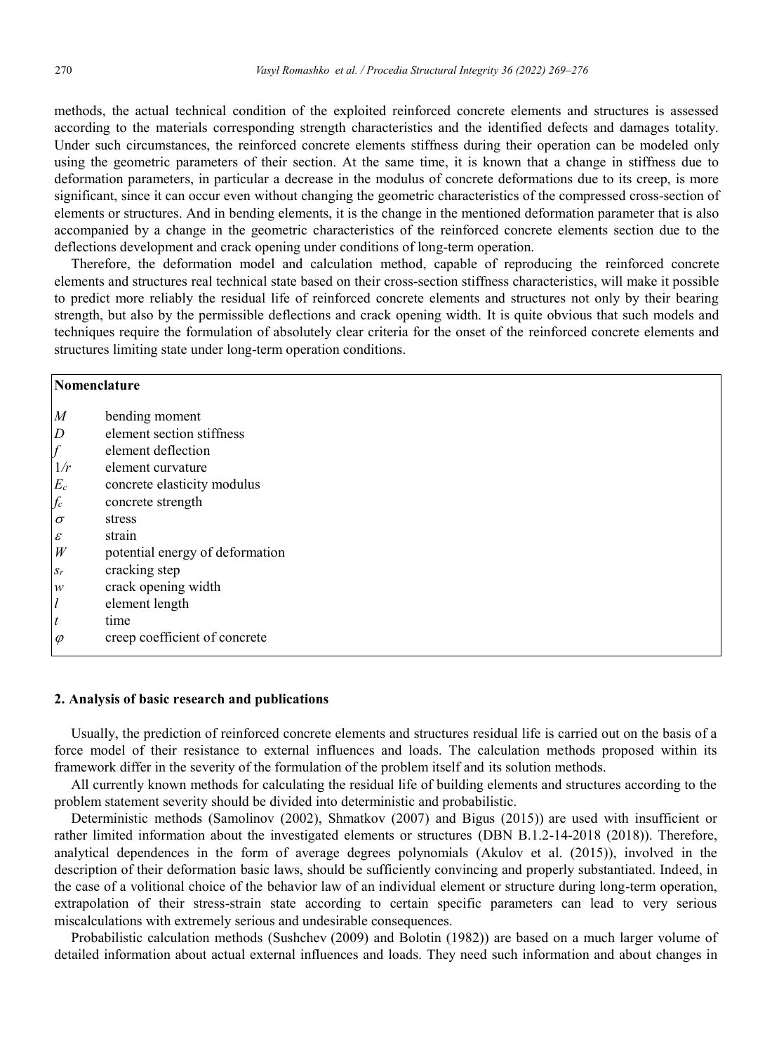methods, the actual technical condition of the exploited reinforced concrete elements and structures is assessed according to the materials corresponding strength characteristics and the identified defects and damages totality. Under such circumstances, the reinforced concrete elements stiffness during their operation can be modeled only using the geometric parameters of their section. At the same time, it is known that a change in stiffness due to deformation parameters, in particular a decrease in the modulus of concrete deformations due to its creep, is more significant, since it can occur even without changing the geometric characteristics of the compressed cross-section of elements or structures. And in bending elements, it is the change in the mentioned deformation parameter that is also accompanied by a change in the geometric characteristics of the reinforced concrete elements section due to the deflections development and crack opening under conditions of long-term operation.

Therefore, the deformation model and calculation method, capable of reproducing the reinforced concrete elements and structures real technical state based on their cross-section stiffness characteristics, will make it possible to predict more reliably the residual life of reinforced concrete elements and structures not only by their bearing strength, but also by the permissible deflections and crack opening width. It is quite obvious that such models and techniques require the formulation of absolutely clear criteria for the onset of the reinforced concrete elements and structures limiting state under long-term operation conditions.

**Nomenclature**

| | |
|---|---|
| $M$ | bending moment |
| $D$ | element section stiffness |
| $f$ | element deflection |
| $1/r$ | element curvature |
| $E_c$ | concrete elasticity modulus |
| $f_c$ | concrete strength |
| $\sigma$ | stress |
| $\varepsilon$ | strain |
| $W$ | potential energy of deformation |
| $s_r$ | cracking step |
| $w$ | crack opening width |
| $l$ | element length |
| $t$ | time |
| $\varphi$ | creep coefficient of concrete |

## 2. Analysis of basic research and publications

Usually, the prediction of reinforced concrete elements and structures residual life is carried out on the basis of a force model of their resistance to external influences and loads. The calculation methods proposed within its framework differ in the severity of the formulation of the problem itself and its solution methods.

All currently known methods for calculating the residual life of building elements and structures according to the problem statement severity should be divided into deterministic and probabilistic.

Deterministic methods (Samolinov (2002), Shmatkov (2007) and Bigus (2015)) are used with insufficient or rather limited information about the investigated elements or structures (DBN B.1.2-14-2018 (2018)). Therefore, analytical dependences in the form of average degrees polynomials (Akulov et al. (2015)), involved in the description of their deformation basic laws, should be sufficiently convincing and properly substantiated. Indeed, in the case of a volitional choice of the behavior law of an individual element or structure during long-term operation, extrapolation of their stress-strain state according to certain specific parameters can lead to very serious miscalculations with extremely serious and undesirable consequences.

Probabilistic calculation methods (Sushchev (2009) and Bolotin (1982)) are based on a much larger volume of detailed information about actual external influences and loads. They need such information and about changes in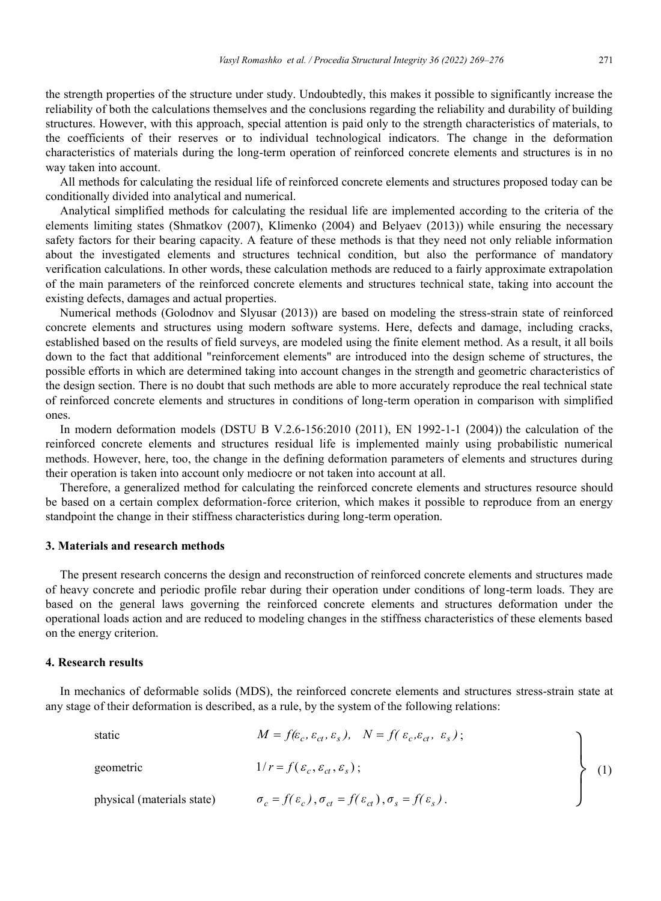the strength properties of the structure under study. Undoubtedly, this makes it possible to significantly increase the reliability of both the calculations themselves and the conclusions regarding the reliability and durability of building structures. However, with this approach, special attention is paid only to the strength characteristics of materials, to the coefficients of their reserves or to individual technological indicators. The change in the deformation characteristics of materials during the long-term operation of reinforced concrete elements and structures is in no way taken into account.

All methods for calculating the residual life of reinforced concrete elements and structures proposed today can be conditionally divided into analytical and numerical.

Analytical simplified methods for calculating the residual life are implemented according to the criteria of the elements limiting states (Shmatkov (2007), Klimenko (2004) and Belyaev (2013)) while ensuring the necessary safety factors for their bearing capacity. A feature of these methods is that they need not only reliable information about the investigated elements and structures technical condition, but also the performance of mandatory verification calculations. In other words, these calculation methods are reduced to a fairly approximate extrapolation of the main parameters of the reinforced concrete elements and structures technical state, taking into account the existing defects, damages and actual properties.

Numerical methods (Golodnov and Slyusar (2013)) are based on modeling the stress-strain state of reinforced concrete elements and structures using modern software systems. Here, defects and damage, including cracks, established based on the results of field surveys, are modeled using the finite element method. As a result, it all boils down to the fact that additional "reinforcement elements" are introduced into the design scheme of structures, the possible efforts in which are determined taking into account changes in the strength and geometric characteristics of the design section. There is no doubt that such methods are able to more accurately reproduce the real technical state of reinforced concrete elements and structures in conditions of long-term operation in comparison with simplified ones.

In modern deformation models (DSTU B V.2.6-156:2010 (2011), EN 1992-1-1 (2004)) the calculation of the reinforced concrete elements and structures residual life is implemented mainly using probabilistic numerical methods. However, here, too, the change in the defining deformation parameters of elements and structures during their operation is taken into account only mediocre or not taken into account at all.

Therefore, a generalized method for calculating the reinforced concrete elements and structures resource should be based on a certain complex deformation-force criterion, which makes it possible to reproduce from an energy standpoint the change in their stiffness characteristics during long-term operation.

## 3. Materials and research methods

The present research concerns the design and reconstruction of reinforced concrete elements and structures made of heavy concrete and periodic profile rebar during their operation under conditions of long-term loads. They are based on the general laws governing the reinforced concrete elements and structures deformation under the operational loads action and are reduced to modeling changes in the stiffness characteristics of these elements based on the energy criterion.

## 4. Research results

In mechanics of deformable solids (MDS), the reinforced concrete elements and structures stress-strain state at any stage of their deformation is described, as a rule, by the system of the following relations:

$$
\left.
\begin{array}{ll}
\text{static} & M = f(\varepsilon_c, \varepsilon_{ct}, \varepsilon_s), \quad N = f(\varepsilon_c, \varepsilon_{ct}, \varepsilon_s); \\
\text{geometric} & 1/r = f(\varepsilon_c, \varepsilon_{ct}, \varepsilon_s); \\
\text{physical (materials state)} & \sigma_c = f(\varepsilon_c), \sigma_{ct} = f(\varepsilon_{ct}), \sigma_s = f(\varepsilon_s).
\end{array}
\right\} \quad (1)
$$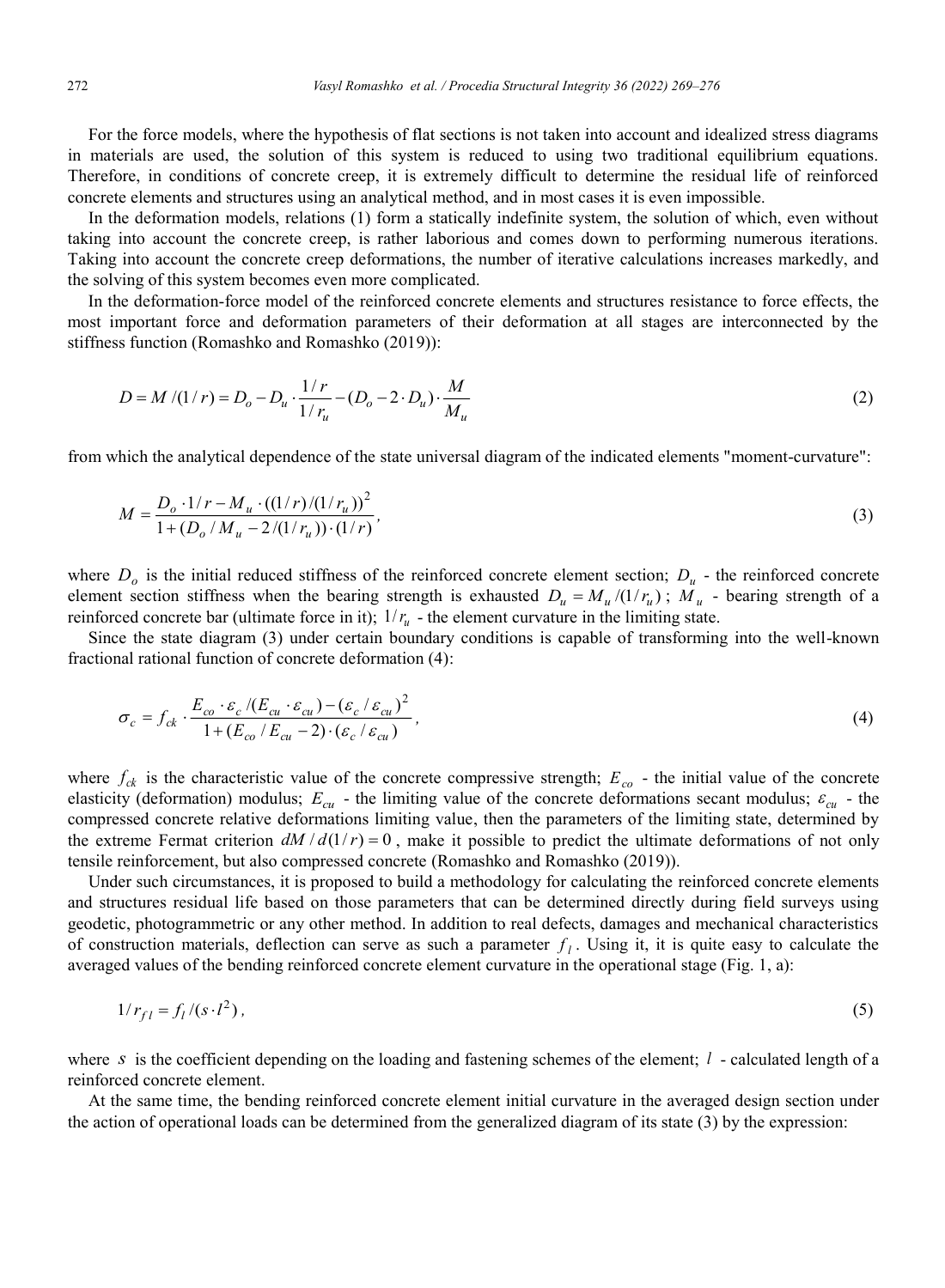For the force models, where the hypothesis of flat sections is not taken into account and idealized stress diagrams in materials are used, the solution of this system is reduced to using two traditional equilibrium equations. Therefore, in conditions of concrete creep, it is extremely difficult to determine the residual life of reinforced concrete elements and structures using an analytical method, and in most cases it is even impossible.

In the deformation models, relations (1) form a statically indefinite system, the solution of which, even without taking into account the concrete creep, is rather laborious and comes down to performing numerous iterations. Taking into account the concrete creep deformations, the number of iterative calculations increases markedly, and the solving of this system becomes even more complicated.

In the deformation-force model of the reinforced concrete elements and structures resistance to force effects, the most important force and deformation parameters of their deformation at all stages are interconnected by the stiffness function (Romashko and Romashko (2019)):

$$D = M/(1/r) = D_o - D_u \cdot \frac{1/r}{1/r_u} - (D_o - 2 \cdot D_u) \cdot \frac{M}{M_u} \tag{2}$$

from which the analytical dependence of the state universal diagram of the indicated elements "moment-curvature":

$$M = \frac{D_o \cdot 1/r - M_u \cdot ((1/r)/(1/r_u))^2}{1 + (D_o / M_u - 2/(1/r_u)) \cdot (1/r)}, \tag{3}$$

where $D_o$ is the initial reduced stiffness of the reinforced concrete element section; $D_u$ - the reinforced concrete element section stiffness when the bearing strength is exhausted $D_u = M_u/(1/r_u)$; $M_u$ - bearing strength of a reinforced concrete bar (ultimate force in it); $1/r_u$ - the element curvature in the limiting state.

Since the state diagram (3) under certain boundary conditions is capable of transforming into the well-known fractional rational function of concrete deformation (4):

$$\sigma_c = f_{ck} \cdot \frac{E_{co} \cdot \varepsilon_c / (E_{cu} \cdot \varepsilon_{cu}) - (\varepsilon_c / \varepsilon_{cu})^2}{1 + (E_{co} / E_{cu} - 2) \cdot (\varepsilon_c / \varepsilon_{cu})}, \tag{4}$$

where $f_{ck}$ is the characteristic value of the concrete compressive strength; $E_{co}$ - the initial value of the concrete elasticity (deformation) modulus; $E_{cu}$ - the limiting value of the concrete deformations secant modulus; $\varepsilon_{cu}$ - the compressed concrete relative deformations limiting value, then the parameters of the limiting state, determined by the extreme Fermat criterion $dM/d(1/r) = 0$, make it possible to predict the ultimate deformations of not only tensile reinforcement, but also compressed concrete (Romashko and Romashko (2019)).

Under such circumstances, it is proposed to build a methodology for calculating the reinforced concrete elements and structures residual life based on those parameters that can be determined directly during field surveys using geodetic, photogrammetric or any other method. In addition to real defects, damages and mechanical characteristics of construction materials, deflection can serve as such a parameter $f_l$. Using it, it is quite easy to calculate the averaged values of the bending reinforced concrete element curvature in the operational stage (Fig. 1, a):

$$1/r_{fl} = f_l / (s \cdot l^2), \tag{5}$$

where $s$ is the coefficient depending on the loading and fastening schemes of the element; $l$ - calculated length of a reinforced concrete element.

At the same time, the bending reinforced concrete element initial curvature in the averaged design section under the action of operational loads can be determined from the generalized diagram of its state (3) by the expression: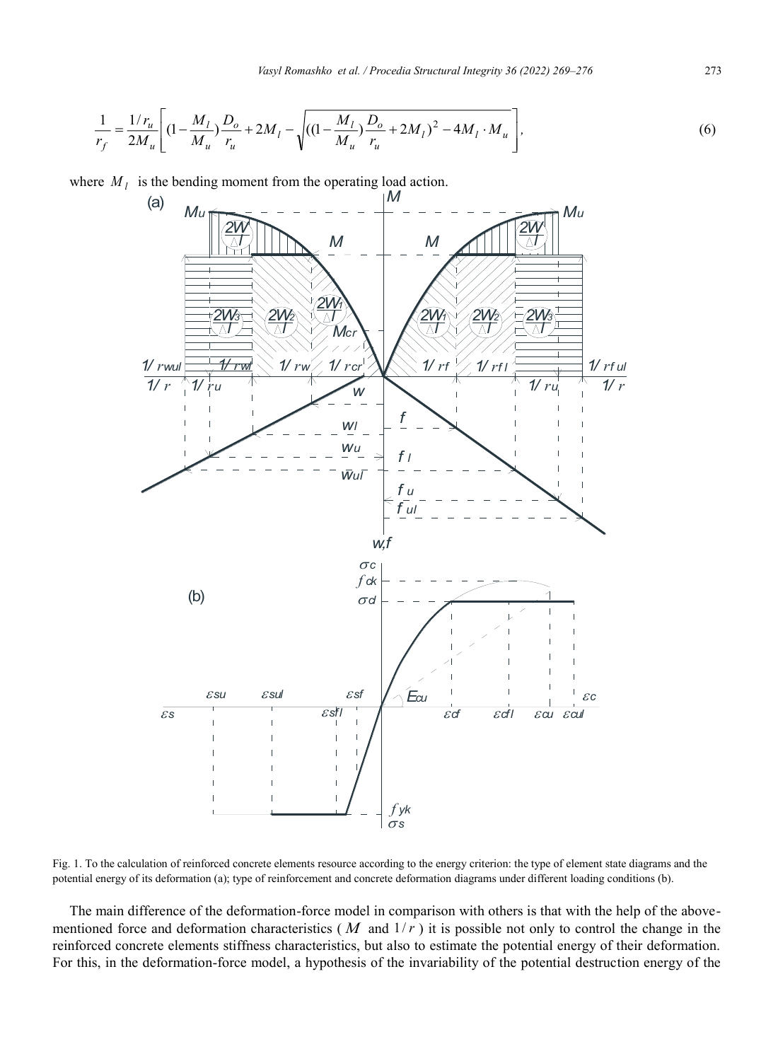$$\frac{1}{r_f} = \frac{1/r_u}{2M_u}\left[(1-\frac{M_l}{M_u})\frac{D_o}{r_u} + 2M_l - \sqrt{((1-\frac{M_l}{M_u})\frac{D_o}{r_u} + 2M_l)^2 - 4M_l \cdot M_u}\right], \tag{6}$$

where $M_l$ is the bending moment from the operating load action.

Fig. 1. To the calculation of reinforced concrete elements resource according to the energy criterion: the type of element state diagrams and the potential energy of its deformation (a); type of reinforcement and concrete deformation diagrams under different loading conditions (b).

The main difference of the deformation-force model in comparison with others is that with the help of the above-mentioned force and deformation characteristics ( $M$ and $1/r$ ) it is possible not only to control the change in the reinforced concrete elements stiffness characteristics, but also to estimate the potential energy of their deformation. For this, in the deformation-force model, a hypothesis of the invariability of the potential destruction energy of the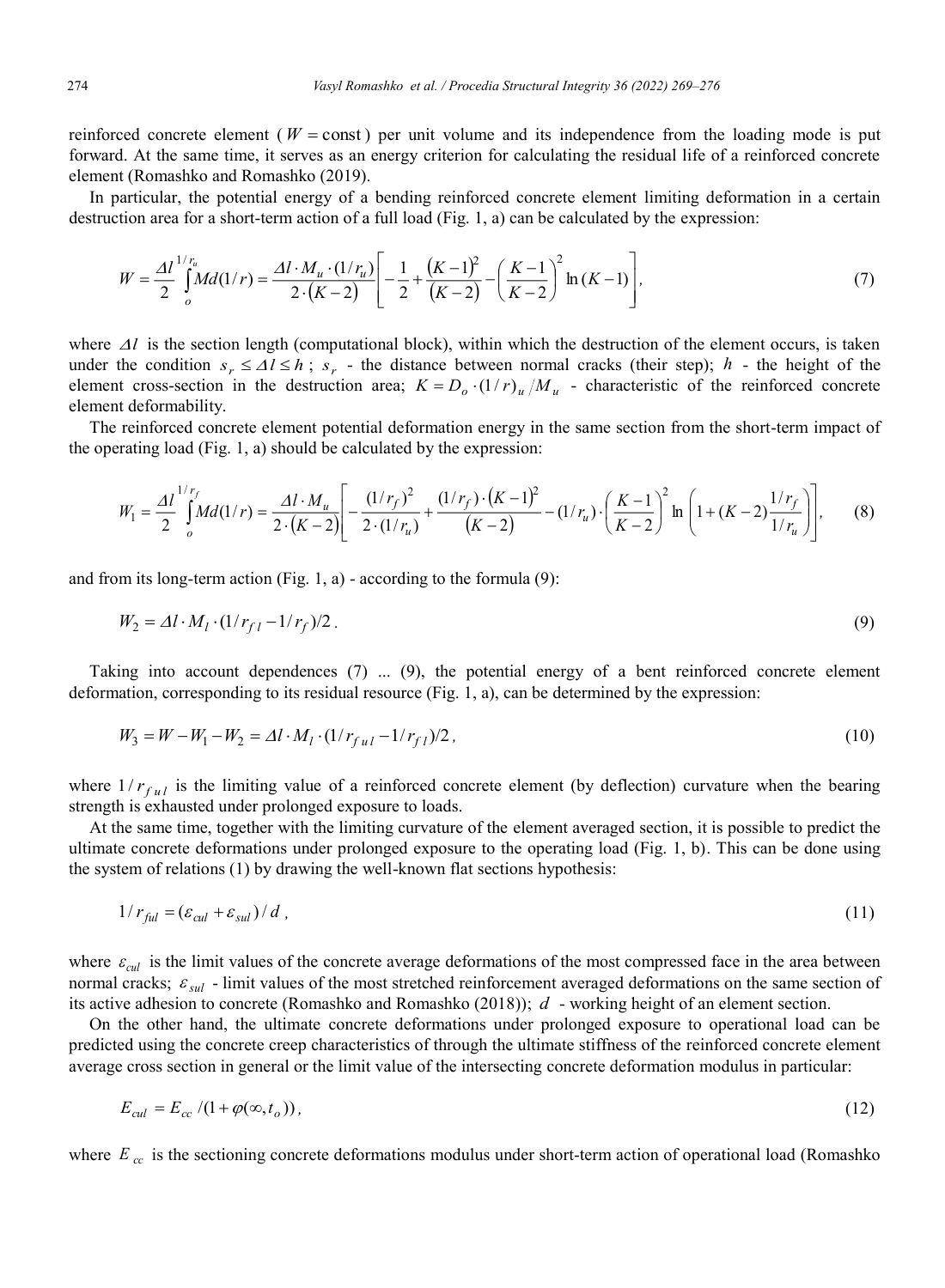reinforced concrete element ($W = \text{const}$) per unit volume and its independence from the loading mode is put forward. At the same time, it serves as an energy criterion for calculating the residual life of a reinforced concrete element (Romashko and Romashko (2019).

In particular, the potential energy of a bending reinforced concrete element limiting deformation in a certain destruction area for a short-term action of a full load (Fig. 1, a) can be calculated by the expression:

$$W = \frac{\Delta l}{2}\int_{o}^{1/r_u} M d(1/r) = \frac{\Delta l \cdot M_u \cdot (1/r_u)}{2\cdot(K-2)}\left[-\frac{1}{2} + \frac{(K-1)^2}{(K-2)} - \left(\frac{K-1}{K-2}\right)^2 \ln(K-1)\right], \tag{7}$$

where $\Delta l$ is the section length (computational block), within which the destruction of the element occurs, is taken under the condition $s_r \le \Delta l \le h$; $s_r$ - the distance between normal cracks (their step); $h$ - the height of the element cross-section in the destruction area; $K = D_o \cdot (1/r)_u / M_u$ - characteristic of the reinforced concrete element deformability.

The reinforced concrete element potential deformation energy in the same section from the short-term impact of the operating load (Fig. 1, a) should be calculated by the expression:

$$W_1 = \frac{\Delta l}{2}\int_{o}^{1/r_f} M d(1/r) = \frac{\Delta l \cdot M_u}{2\cdot(K-2)}\left[-\frac{(1/r_f)^2}{2\cdot(1/r_u)} + \frac{(1/r_f)\cdot(K-1)^2}{(K-2)} - (1/r_u)\cdot\left(\frac{K-1}{K-2}\right)^2 \ln\left(1+(K-2)\frac{1/r_f}{1/r_u}\right)\right], \tag{8}$$

and from its long-term action (Fig. 1, a) - according to the formula (9):

$$W_2 = \Delta l \cdot M_l \cdot (1/r_{fl} - 1/r_f)/2\,. \tag{9}$$

Taking into account dependences (7) ... (9), the potential energy of a bent reinforced concrete element deformation, corresponding to its residual resource (Fig. 1, a), can be determined by the expression:

$$W_3 = W - W_1 - W_2 = \Delta l \cdot M_l \cdot (1/r_{ful} - 1/r_{fl})/2\,, \tag{10}$$

where $1/r_{ful}$ is the limiting value of a reinforced concrete element (by deflection) curvature when the bearing strength is exhausted under prolonged exposure to loads.

At the same time, together with the limiting curvature of the element averaged section, it is possible to predict the ultimate concrete deformations under prolonged exposure to the operating load (Fig. 1, b). This can be done using the system of relations (1) by drawing the well-known flat sections hypothesis:

$$1/r_{ful} = (\varepsilon_{cul} + \varepsilon_{sul})/d\,, \tag{11}$$

where $\varepsilon_{cul}$ is the limit values of the concrete average deformations of the most compressed face in the area between normal cracks; $\varepsilon_{sul}$ - limit values of the most stretched reinforcement averaged deformations on the same section of its active adhesion to concrete (Romashko and Romashko (2018)); $d$ - working height of an element section.

On the other hand, the ultimate concrete deformations under prolonged exposure to operational load can be predicted using the concrete creep characteristics of through the ultimate stiffness of the reinforced concrete element average cross section in general or the limit value of the intersecting concrete deformation modulus in particular:

$$E_{cul} = E_{cc}/(1+\varphi(\infty, t_o))\,, \tag{12}$$

where $E_{cc}$ is the sectioning concrete deformations modulus under short-term action of operational load (Romashko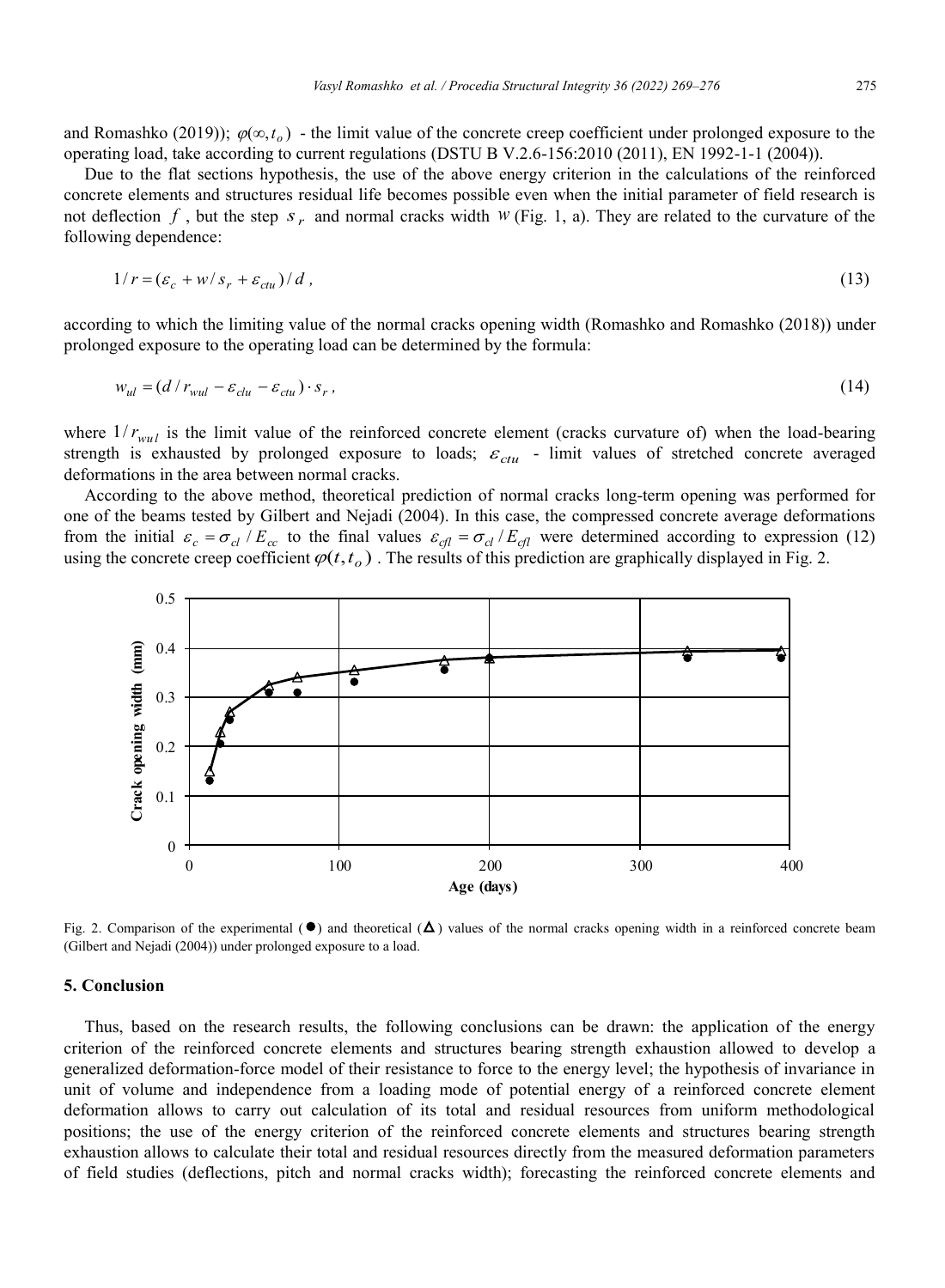and Romashko (2019)); $\varphi(\infty, t_o)$ - the limit value of the concrete creep coefficient under prolonged exposure to the operating load, take according to current regulations (DSTU B V.2.6-156:2010 (2011), EN 1992-1-1 (2004)).

Due to the flat sections hypothesis, the use of the above energy criterion in the calculations of the reinforced concrete elements and structures residual life becomes possible even when the initial parameter of field research is not deflection $f$, but the step $s_r$ and normal cracks width $w$ (Fig. 1, a). They are related to the curvature of the following dependence:

$$1/r = (\varepsilon_c + w/s_r + \varepsilon_{ctu})/d\,, \tag{13}$$

according to which the limiting value of the normal cracks opening width (Romashko and Romashko (2018)) under prolonged exposure to the operating load can be determined by the formula:

$$w_{ul} = (d/r_{wul} - \varepsilon_{clu} - \varepsilon_{ctu}) \cdot s_r\,, \tag{14}$$

where $1/r_{wul}$ is the limit value of the reinforced concrete element (cracks curvature of) when the load-bearing strength is exhausted by prolonged exposure to loads; $\varepsilon_{ctu}$ - limit values of stretched concrete averaged deformations in the area between normal cracks.

According to the above method, theoretical prediction of normal cracks long-term opening was performed for one of the beams tested by Gilbert and Nejadi (2004). In this case, the compressed concrete average deformations from the initial $\varepsilon_c = \sigma_{cl}/E_{cc}$ to the final values $\varepsilon_{cfl} = \sigma_{cl}/E_{cfl}$ were determined according to expression (12) using the concrete creep coefficient $\varphi(t, t_o)$. The results of this prediction are graphically displayed in Fig. 2.

Fig. 2. Comparison of the experimental (●) and theoretical (Δ) values of the normal cracks opening width in a reinforced concrete beam (Gilbert and Nejadi (2004)) under prolonged exposure to a load.

## 5. Conclusion

Thus, based on the research results, the following conclusions can be drawn: the application of the energy criterion of the reinforced concrete elements and structures bearing strength exhaustion allowed to develop a generalized deformation-force model of their resistance to force to the energy level; the hypothesis of invariance in unit of volume and independence from a loading mode of potential energy of a reinforced concrete element deformation allows to carry out calculation of its total and residual resources from uniform methodological positions; the use of the energy criterion of the reinforced concrete elements and structures bearing strength exhaustion allows to calculate their total and residual resources directly from the measured deformation parameters of field studies (deflections, pitch and normal cracks width); forecasting the reinforced concrete elements and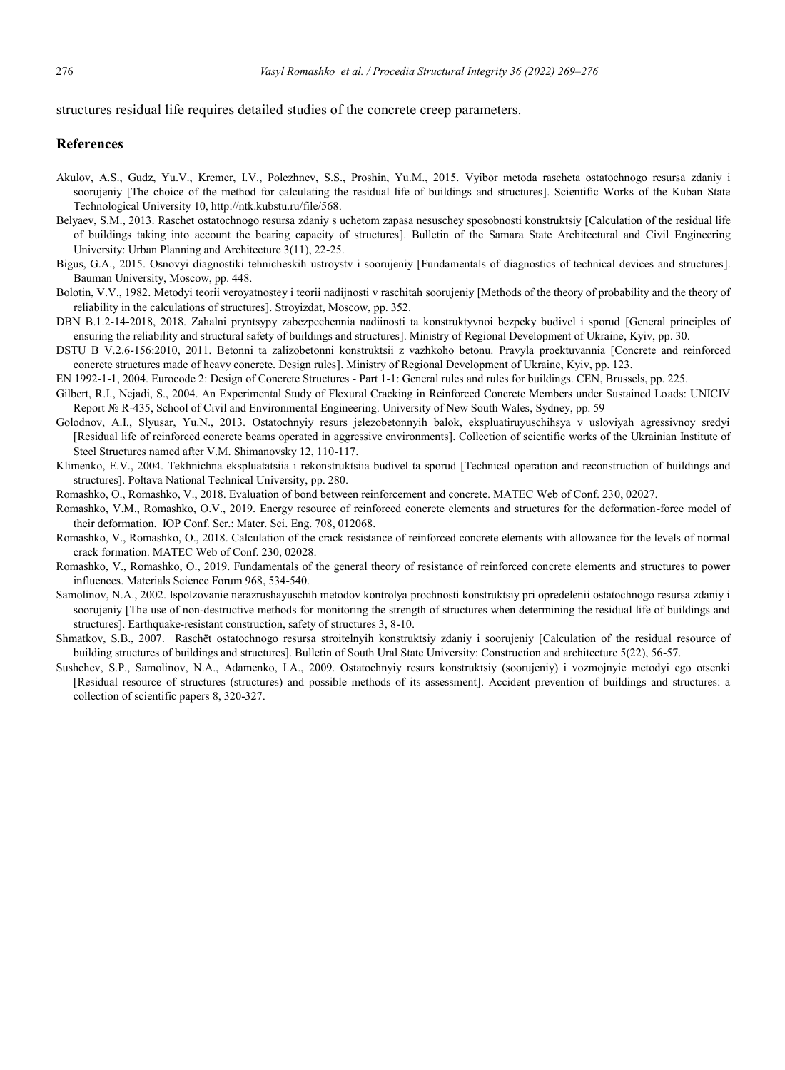structures residual life requires detailed studies of the concrete creep parameters.

## References

Akulov, A.S., Gudz, Yu.V., Kremer, I.V., Polezhnev, S.S., Proshin, Yu.M., 2015. Vyibor metoda rascheta ostatochnogo resursa zdaniy i soorujeniy [The choice of the method for calculating the residual life of buildings and structures]. Scientific Works of the Kuban State Technological University 10, http://ntk.kubstu.ru/file/568.

Belyaev, S.M., 2013. Raschet ostatochnogo resursa zdaniy s uchetom zapasa nesuschey sposobnosti konstruktsiy [Calculation of the residual life of buildings taking into account the bearing capacity of structures]. Bulletin of the Samara State Architectural and Civil Engineering University: Urban Planning and Architecture 3(11), 22-25.

Bigus, G.A., 2015. Osnovyi diagnostiki tehnicheskih ustroystv i soorujeniy [Fundamentals of diagnostics of technical devices and structures]. Bauman University, Moscow, pp. 448.

Bolotin, V.V., 1982. Metodyi teorii veroyatnostey i teorii nadijnosti v raschitah soorujeniy [Methods of the theory of probability and the theory of reliability in the calculations of structures]. Stroyizdat, Moscow, pp. 352.

DBN B.1.2-14-2018, 2018. Zahalni pryntsypy zabezpechennia nadiinosti ta konstruktyvnoi bezpeky budivel i sporud [General principles of ensuring the reliability and structural safety of buildings and structures]. Ministry of Regional Development of Ukraine, Kyiv, pp. 30.

DSTU B V.2.6-156:2010, 2011. Betonni ta zalizobetonni konstruktsii z vazhkoho betonu. Pravyla proektuvannia [Concrete and reinforced concrete structures made of heavy concrete. Design rules]. Ministry of Regional Development of Ukraine, Kyiv, pp. 123.

EN 1992-1-1, 2004. Eurocode 2: Design of Concrete Structures - Part 1-1: General rules and rules for buildings. CEN, Brussels, pp. 225.

Gilbert, R.I., Nejadi, S., 2004. An Experimental Study of Flexural Cracking in Reinforced Concrete Members under Sustained Loads: UNICIV Report № R-435, School of Civil and Environmental Engineering. University of New South Wales, Sydney, pp. 59

Golodnov, A.I., Slyusar, Yu.N., 2013. Ostatochnyiy resurs jelezobetonnyih balok, ekspluatiruyuschihsya v usloviyah agressivnoy sredyi [Residual life of reinforced concrete beams operated in aggressive environments]. Collection of scientific works of the Ukrainian Institute of Steel Structures named after V.M. Shimanovsky 12, 110-117.

Klimenko, E.V., 2004. Tekhnichna ekspluatatsiia i rekonstruktsiia budivel ta sporud [Technical operation and reconstruction of buildings and structures]. Poltava National Technical University, pp. 280.

Romashko, O., Romashko, V., 2018. Evaluation of bond between reinforcement and concrete. MATEC Web of Conf. 230, 02027.

Romashko, V.M., Romashko, O.V., 2019. Energy resource of reinforced concrete elements and structures for the deformation-force model of their deformation. IOP Conf. Ser.: Mater. Sci. Eng. 708, 012068.

Romashko, V., Romashko, O., 2018. Calculation of the crack resistance of reinforced concrete elements with allowance for the levels of normal crack formation. MATEC Web of Conf. 230, 02028.

Romashko, V., Romashko, O., 2019. Fundamentals of the general theory of resistance of reinforced concrete elements and structures to power influences. Materials Science Forum 968, 534-540.

Samolinov, N.A., 2002. Ispolzovanie nerazrushayuschih metodov kontrolya prochnosti konstruktsiy pri opredelenii ostatochnogo resursa zdaniy i soorujeniy [The use of non-destructive methods for monitoring the strength of structures when determining the residual life of buildings and structures]. Earthquake-resistant construction, safety of structures 3, 8-10.

Shmatkov, S.B., 2007. Raschёt ostatochnogo resursa stroitelnyih konstruktsiy zdaniy i soorujeniy [Calculation of the residual resource of building structures of buildings and structures]. Bulletin of South Ural State University: Construction and architecture 5(22), 56-57.

Sushchev, S.P., Samolinov, N.A., Adamenko, I.A., 2009. Ostatochnyiy resurs konstruktsiy (soorujeniy) i vozmojnyie metodyi ego otsenki [Residual resource of structures (structures) and possible methods of its assessment]. Accident prevention of buildings and structures: a collection of scientific papers 8, 320-327.